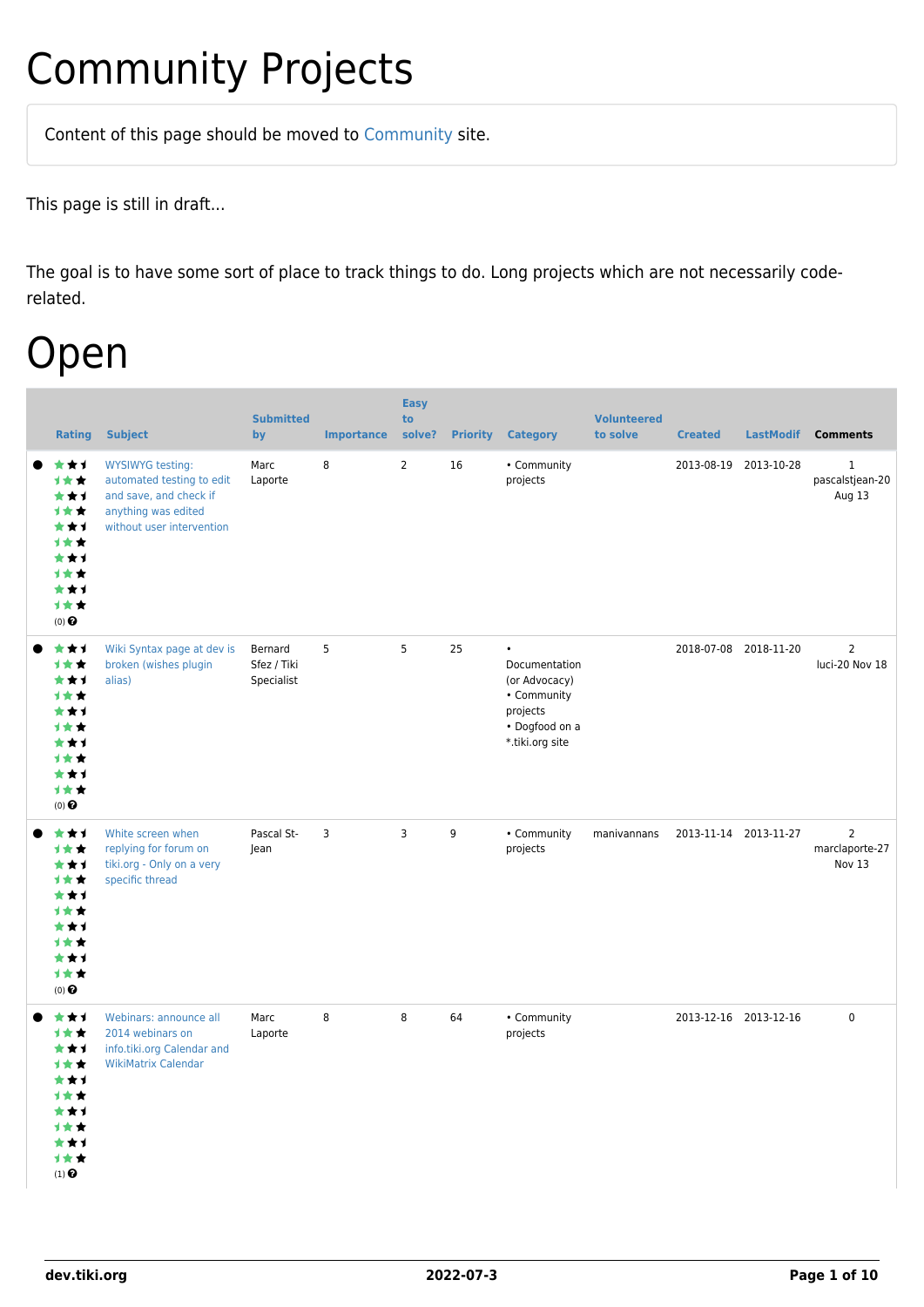# Community Projects

Content of this page should be moved to Community site.

This page is still in draft...

The goal is to have some sort of place to track things to do. Long projects which are not necessarily code-related.

# Open

| Rating | Subject | Submitted by | Importance | Easy to solve? | Priority | Category | Volunteered to solve | Created | LastModif | Comments |
|---|---|---|---|---|---|---|---|---|---|---|
| (0) | WYSIWYG testing: automated testing to edit and save, and check if anything was edited without user intervention | Marc Laporte | 8 | 2 | 16 | • Community projects | | 2013-08-19 | 2013-10-28 | 1 pascalstjean-20 Aug 13 |
| (0) | Wiki Syntax page at dev is broken (wishes plugin alias) | Bernard Sfez / Tiki Specialist | 5 | 5 | 25 | • Documentation (or Advocacy) • Community projects • Dogfood on a *.tiki.org site | | 2018-07-08 | 2018-11-20 | 2 luci-20 Nov 18 |
| (0) | White screen when replying for forum on tiki.org - Only on a very specific thread | Pascal St-Jean | 3 | 3 | 9 | • Community projects | manivannans | 2013-11-14 | 2013-11-27 | 2 marclaporte-27 Nov 13 |
| (1) | Webinars: announce all 2014 webinars on info.tiki.org Calendar and WikiMatrix Calendar | Marc Laporte | 8 | 8 | 64 | • Community projects | | 2013-12-16 | 2013-12-16 | 0 |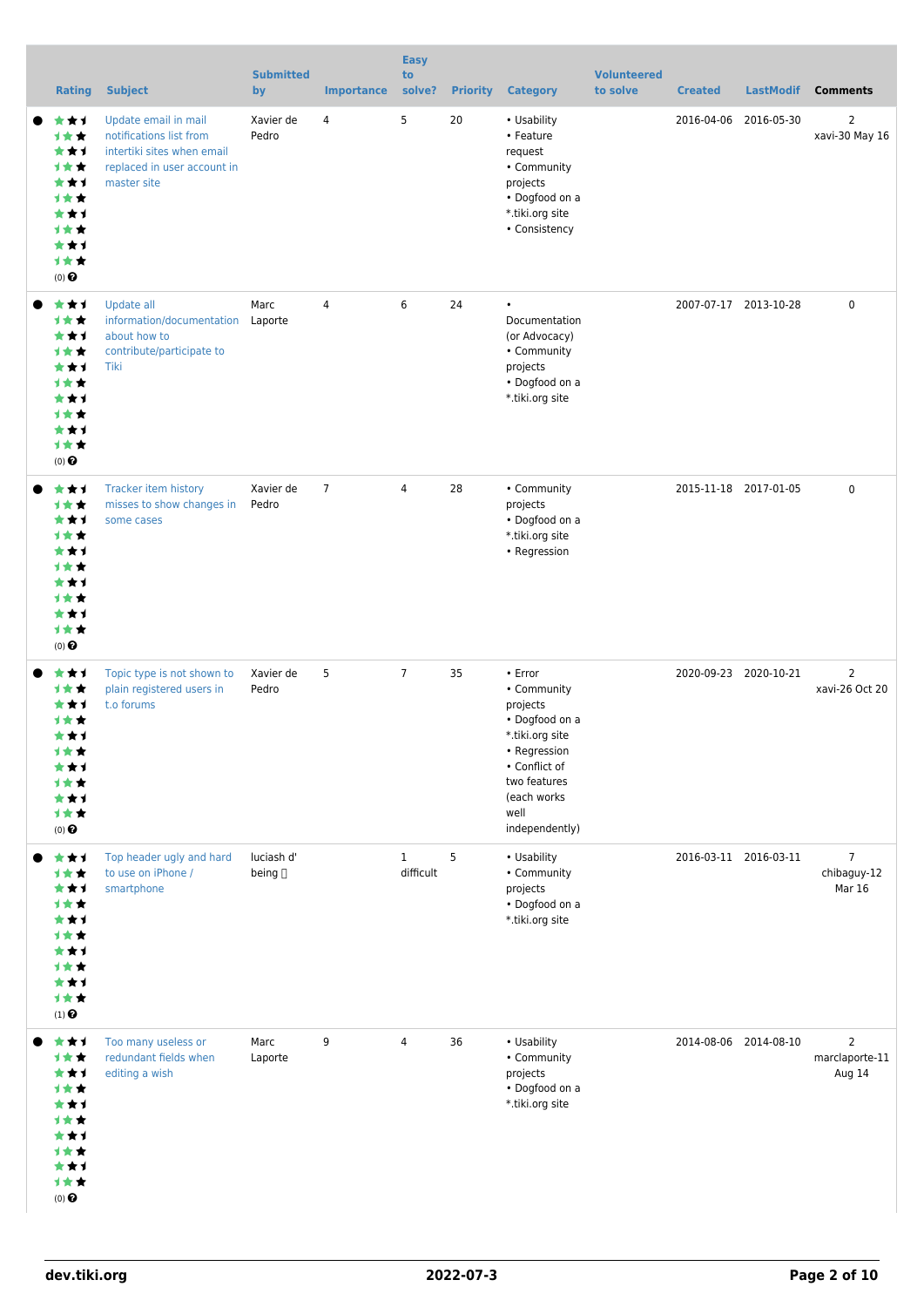| Rating | Subject | Submitted by | Importance | Easy to solve? | Priority | Category | Volunteered to solve | Created | LastModif | Comments |
|---|---|---|---|---|---|---|---|---|---|---|
| (0) | Update email in mail notifications list from intertiki sites when email replaced in user account in master site | Xavier de Pedro | 4 | 5 | 20 | • Usability • Feature request • Community projects • Dogfood on a *.tiki.org site • Consistency | | 2016-04-06 | 2016-05-30 | 2 xavi-30 May 16 |
| (0) | Update all information/documentation about how to contribute/participate to Tiki | Marc Laporte | 4 | 6 | 24 | • Documentation (or Advocacy) • Community projects • Dogfood on a *.tiki.org site | | 2007-07-17 | 2013-10-28 | 0 |
| (0) | Tracker item history misses to show changes in some cases | Xavier de Pedro | 7 | 4 | 28 | • Community projects • Dogfood on a *.tiki.org site • Regression | | 2015-11-18 | 2017-01-05 | 0 |
| (0) | Topic type is not shown to plain registered users in t.o forums | Xavier de Pedro | 5 | 7 | 35 | • Error • Community projects • Dogfood on a *.tiki.org site • Regression • Conflict of two features (each works well independently) | | 2020-09-23 | 2020-10-21 | 2 xavi-26 Oct 20 |
| (1) | Top header ugly and hard to use on iPhone / smartphone | luciash d' being | | 1 difficult | 5 | • Usability • Community projects • Dogfood on a *.tiki.org site | | 2016-03-11 | 2016-03-11 | 7 chibaguy-12 Mar 16 |
| (0) | Too many useless or redundant fields when editing a wish | Marc Laporte | 9 | 4 | 36 | • Usability • Community projects • Dogfood on a *.tiki.org site | | 2014-08-06 | 2014-08-10 | 2 marclaporte-11 Aug 14 |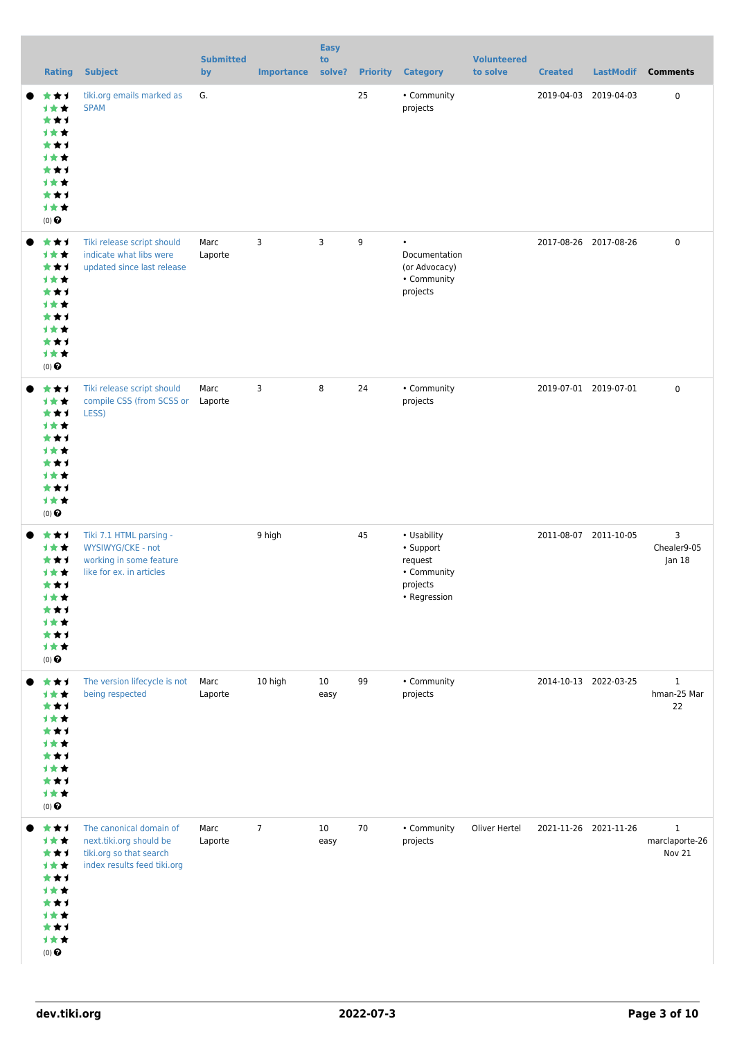| Rating | Subject | Submitted by | Importance | Easy to solve? | Priority | Category | Volunteered to solve | Created | LastModif | Comments |
|---|---|---|---|---|---|---|---|---|---|---|
| (0) | tiki.org emails marked as SPAM | G. | | | 25 | • Community projects | | 2019-04-03 | 2019-04-03 | 0 |
| (0) | Tiki release script should indicate what libs were updated since last release | Marc Laporte | 3 | 3 | 9 | • Documentation (or Advocacy) • Community projects | | 2017-08-26 | 2017-08-26 | 0 |
| (0) | Tiki release script should compile CSS (from SCSS or LESS) | Marc Laporte | 3 | 8 | 24 | • Community projects | | 2019-07-01 | 2019-07-01 | 0 |
| (0) | Tiki 7.1 HTML parsing - WYSIWYG/CKE - not working in some feature like for ex. in articles | | 9 high | | 45 | • Usability • Support request • Community projects • Regression | | 2011-08-07 | 2011-10-05 | 3 Chealer9-05 Jan 18 |
| (0) | The version lifecycle is not being respected | Marc Laporte | 10 high | 10 easy | 99 | • Community projects | | 2014-10-13 | 2022-03-25 | 1 hman-25 Mar 22 |
| (0) | The canonical domain of next.tiki.org should be tiki.org so that search index results feed tiki.org | Marc Laporte | 7 | 10 easy | 70 | • Community projects | Oliver Hertel | 2021-11-26 | 2021-11-26 | 1 marclaporte-26 Nov 21 |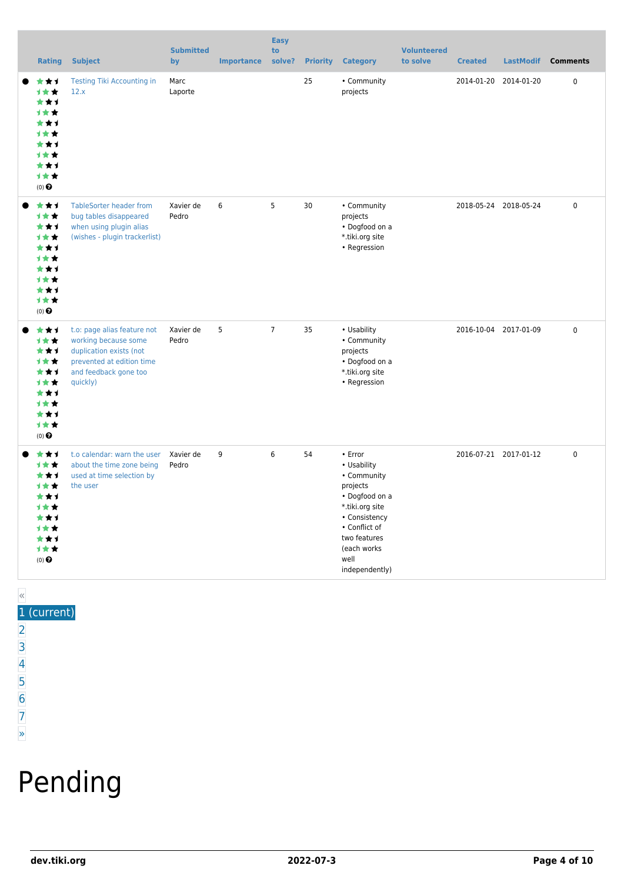| | Rating | Subject | Submitted by | Importance | Easy to solve? | Priority | Category | Volunteered to solve | Created | LastModif | Comments |
|---|---|---|---|---|---|---|---|---|---|---|---|
| ● | (0) | Testing Tiki Accounting in 12.x | Marc Laporte | | | 25 | • Community projects | | 2014-01-20 | 2014-01-20 | 0 |
| ● | (0) | TableSorter header from bug tables disappeared when using plugin alias (wishes - plugin trackerlist) | Xavier de Pedro | 6 | 5 | 30 | • Community projects • Dogfood on a *.tiki.org site • Regression | | 2018-05-24 | 2018-05-24 | 0 |
| ● | (0) | t.o: page alias feature not working because some duplication exists (not prevented at edition time and feedback gone too quickly) | Xavier de Pedro | 5 | 7 | 35 | • Usability • Community projects • Dogfood on a *.tiki.org site • Regression | | 2016-10-04 | 2017-01-09 | 0 |
| ● | (0) | t.o calendar: warn the user about the time zone being used at time selection by the user | Xavier de Pedro | 9 | 6 | 54 | • Error • Usability • Community projects • Dogfood on a *.tiki.org site • Consistency • Conflict of two features (each works well independently) | | 2016-07-21 | 2017-01-12 | 0 |

«
1 (current)
2
3
4
5
6
7
»

# Pending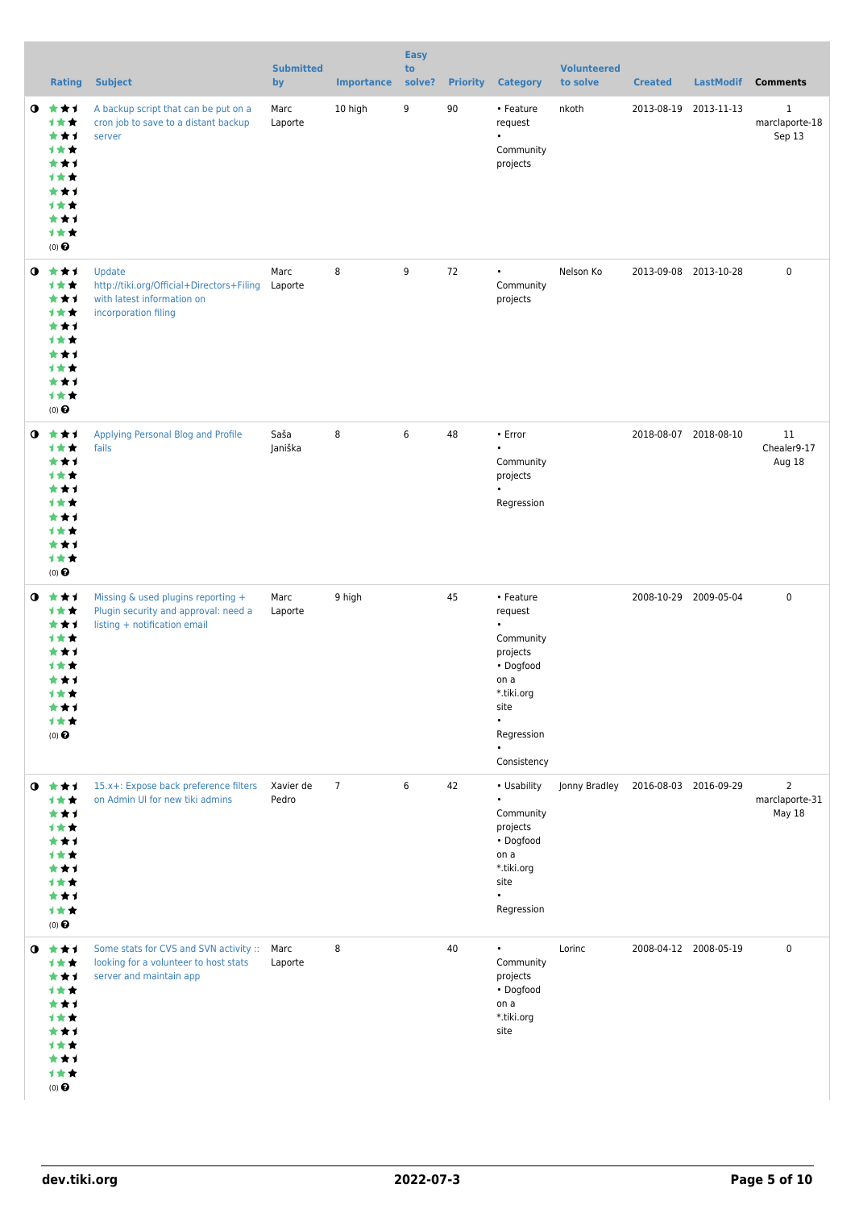| | Rating | Subject | Submitted by | Importance | Easy to solve? | Priority | Category | Volunteered to solve | Created | LastModif | Comments |
|---|---|---|---|---|---|---|---|---|---|---|---|
| | (0) | A backup script that can be put on a cron job to save to a distant backup server | Marc Laporte | 10 high | 9 | 90 | • Feature request • Community projects | nkoth | 2013-08-19 | 2013-11-13 | 1 marclaporte-18 Sep 13 |
| | (0) | Update http://tiki.org/Official+Directors+Filing with latest information on incorporation filing | Marc Laporte | 8 | 9 | 72 | • Community projects | Nelson Ko | 2013-09-08 | 2013-10-28 | 0 |
| | (0) | Applying Personal Blog and Profile fails | Saša Janiška | 8 | 6 | 48 | • Error • Community projects • Regression | | 2018-08-07 | 2018-08-10 | 11 Chealer9-17 Aug 18 |
| | (0) | Missing & used plugins reporting + Plugin security and approval: need a listing + notification email | Marc Laporte | 9 high | | 45 | • Feature request • Community projects • Dogfood on a *.tiki.org site • Regression • Consistency | | 2008-10-29 | 2009-05-04 | 0 |
| | (0) | 15.x+: Expose back preference filters on Admin UI for new tiki admins | Xavier de Pedro | 7 | 6 | 42 | • Usability • Community projects • Dogfood on a *.tiki.org site • Regression | Jonny Bradley | 2016-08-03 | 2016-09-29 | 2 marclaporte-31 May 18 |
| | (0) | Some stats for CVS and SVN activity :: looking for a volunteer to host stats server and maintain app | Marc Laporte | 8 | | 40 | • Community projects • Dogfood on a *.tiki.org site | Lorinc | 2008-04-12 | 2008-05-19 | 0 |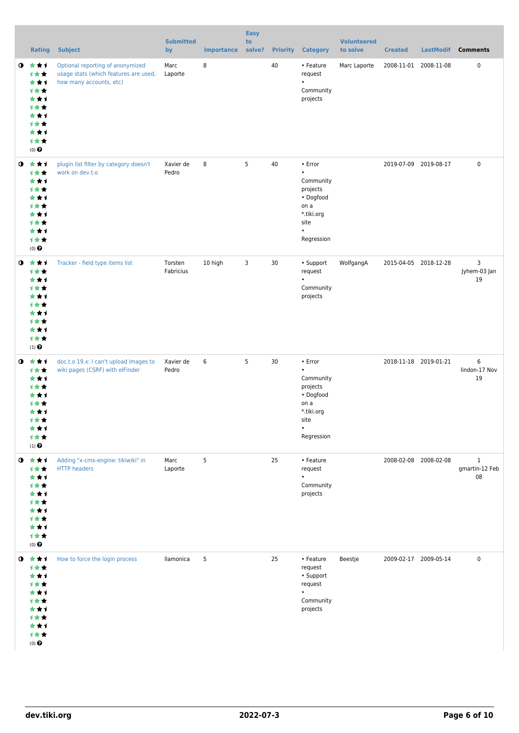| Rating | Subject | Submitted by | Importance | Easy to solve? | Priority | Category | Volunteered to solve | Created | LastModif | Comments |
|---|---|---|---|---|---|---|---|---|---|---|
| (0) | Optional reporting of anonymized usage stats (which features are used, how many accounts, etc) | Marc Laporte | 8 | | 40 | • Feature request • Community projects | Marc Laporte | 2008-11-01 | 2008-11-08 | 0 |
| (0) | plugin list filter by category doesn't work on dev.t.o | Xavier de Pedro | 8 | 5 | 40 | • Error • Community projects • Dogfood on a *.tiki.org site • Regression | | 2019-07-09 | 2019-08-17 | 0 |
| (1) | Tracker - field type items list | Torsten Fabricius | 10 high | 3 | 30 | • Support request • Community projects | WolfgangA | 2015-04-05 | 2018-12-28 | 3 Jyhem-03 Jan 19 |
| (1) | doc.t.o 19.x: I can't upload images to wiki pages (CSRF) with elFinder | Xavier de Pedro | 6 | 5 | 30 | • Error • Community projects • Dogfood on a *.tiki.org site • Regression | | 2018-11-18 | 2019-01-21 | 6 lindon-17 Nov 19 |
| (0) | Adding "x-cms-engine: tikiwiki" in HTTP headers | Marc Laporte | 5 | | 25 | • Feature request • Community projects | | 2008-02-08 | 2008-02-08 | 1 gmartin-12 Feb 08 |
| (0) | How to force the login process | llamonica | 5 | | 25 | • Feature request • Support request • Community projects | Beestje | 2009-02-17 | 2009-05-14 | 0 |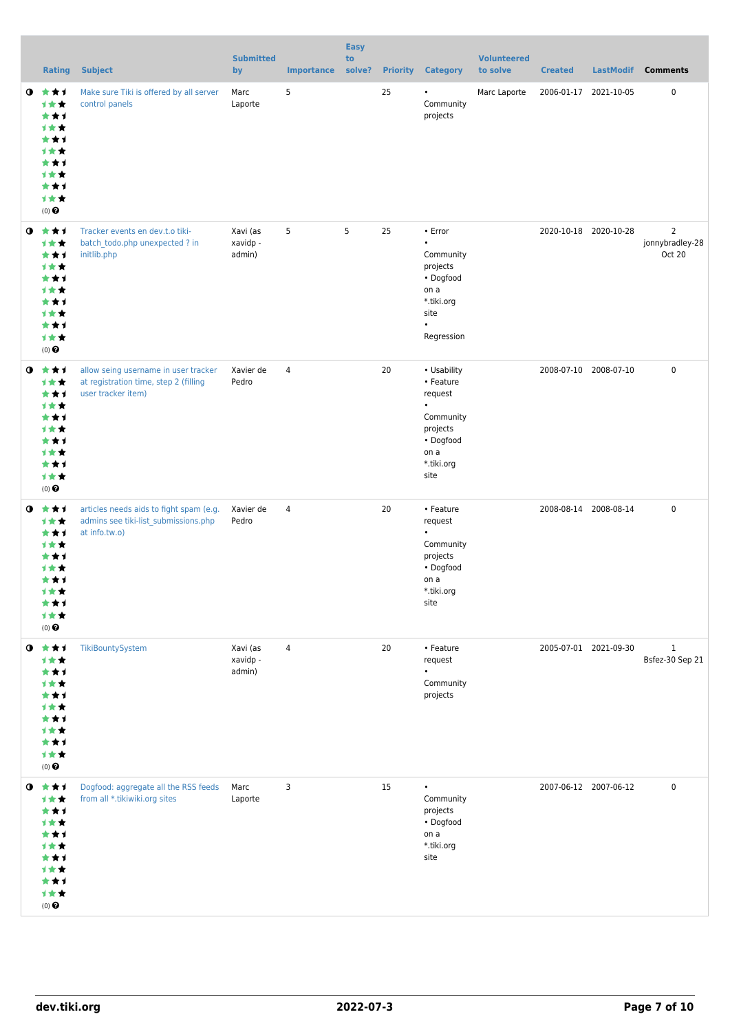| | Rating | Subject | Submitted by | Importance | Easy to solve? | Priority | Category | Volunteered to solve | Created | LastModif | Comments |
|---|---|---|---|---|---|---|---|---|---|---|---|
| | (0) | Make sure Tiki is offered by all server control panels | Marc Laporte | 5 | | 25 | • Community projects | Marc Laporte | 2006-01-17 | 2021-10-05 | 0 |
| | (0) | Tracker events en dev.t.o tiki-batch_todo.php unexpected ? in initlib.php | Xavi (as xavidp - admin) | 5 | 5 | 25 | • Error • Community projects • Dogfood on a *.tiki.org site • Regression | | 2020-10-18 | 2020-10-28 | 2 jonnybradley-28 Oct 20 |
| | (0) | allow seing username in user tracker at registration time, step 2 (filling user tracker item) | Xavier de Pedro | 4 | | 20 | • Usability • Feature request • Community projects • Dogfood on a *.tiki.org site | | 2008-07-10 | 2008-07-10 | 0 |
| | (0) | articles needs aids to fight spam (e.g. admins see tiki-list_submissions.php at info.tw.o) | Xavier de Pedro | 4 | | 20 | • Feature request • Community projects • Dogfood on a *.tiki.org site | | 2008-08-14 | 2008-08-14 | 0 |
| | (0) | TikiBountySystem | Xavi (as xavidp - admin) | 4 | | 20 | • Feature request • Community projects | | 2005-07-01 | 2021-09-30 | 1 Bsfez-30 Sep 21 |
| | (0) | Dogfood: aggregate all the RSS feeds from all *.tikiwiki.org sites | Marc Laporte | 3 | | 15 | • Community projects • Dogfood on a *.tiki.org site | | 2007-06-12 | 2007-06-12 | 0 |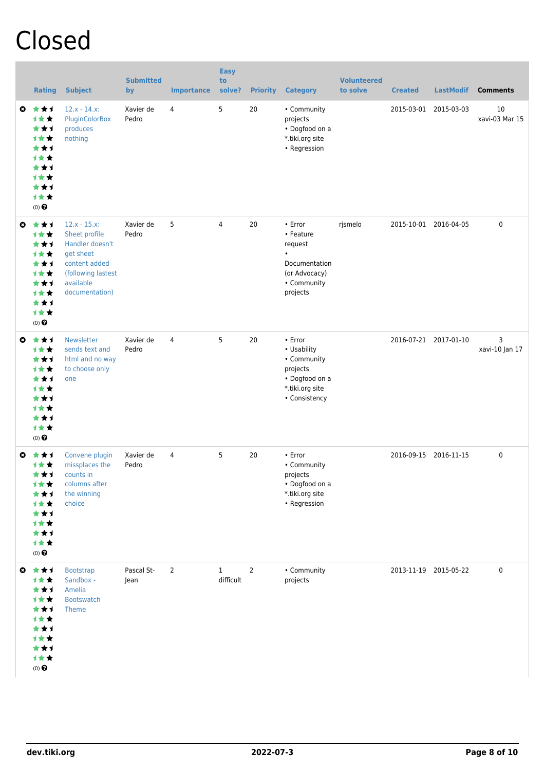# Closed

| | Rating | Subject | Submitted by | Importance | Easy to solve? | Priority | Category | Volunteered to solve | Created | LastModif | Comments |
|---|---|---|---|---|---|---|---|---|---|---|---|
| | (0) | 12.x - 14.x: PluginColorBox produces nothing | Xavier de Pedro | 4 | 5 | 20 | • Community projects • Dogfood on a *.tiki.org site • Regression | | 2015-03-01 | 2015-03-03 | 10 xavi-03 Mar 15 |
| | (0) | 12.x - 15.x: Sheet profile Handler doesn't get sheet content added (following lastest available documentation) | Xavier de Pedro | 5 | 4 | 20 | • Error • Feature request • Documentation (or Advocacy) • Community projects | rjsmelo | 2015-10-01 | 2016-04-05 | 0 |
| | (0) | Newsletter sends text and html and no way to choose only one | Xavier de Pedro | 4 | 5 | 20 | • Error • Usability • Community projects • Dogfood on a *.tiki.org site • Consistency | | 2016-07-21 | 2017-01-10 | 3 xavi-10 Jan 17 |
| | (0) | Convene plugin missplaces the counts in columns after the winning choice | Xavier de Pedro | 4 | 5 | 20 | • Error • Community projects • Dogfood on a *.tiki.org site • Regression | | 2016-09-15 | 2016-11-15 | 0 |
| | (0) | Bootstrap Sandbox - Amelia Bootswatch Theme | Pascal St-Jean | 2 | 1 difficult | 2 | • Community projects | | 2013-11-19 | 2015-05-22 | 0 |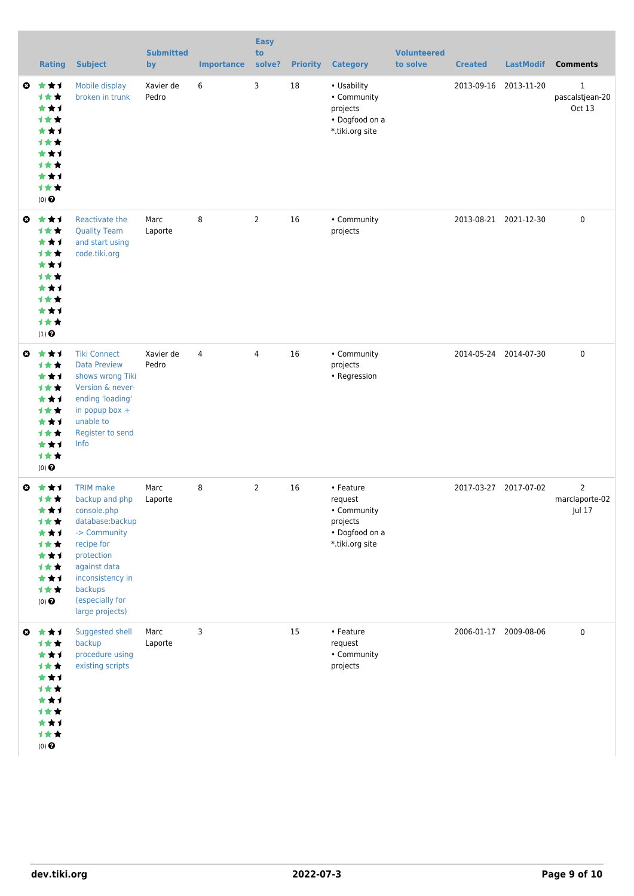| | Rating | Subject | Submitted by | Importance | Easy to solve? | Priority | Category | Volunteered to solve | Created | LastModif | Comments |
|---|---|---|---|---|---|---|---|---|---|---|---|
| | (0) | Mobile display broken in trunk | Xavier de Pedro | 6 | 3 | 18 | • Usability • Community projects • Dogfood on a *.tiki.org site | | 2013-09-16 | 2013-11-20 | 1 pascalstjean-20 Oct 13 |
| | (1) | Reactivate the Quality Team and start using code.tiki.org | Marc Laporte | 8 | 2 | 16 | • Community projects | | 2013-08-21 | 2021-12-30 | 0 |
| | (0) | Tiki Connect Data Preview shows wrong Tiki Version & never-ending 'loading' in popup box + unable to Register to send Info | Xavier de Pedro | 4 | 4 | 16 | • Community projects • Regression | | 2014-05-24 | 2014-07-30 | 0 |
| | (0) | TRIM make backup and php console.php database:backup -> Community recipe for protection against data inconsistency in backups (especially for large projects) | Marc Laporte | 8 | 2 | 16 | • Feature request • Community projects • Dogfood on a *.tiki.org site | | 2017-03-27 | 2017-07-02 | 2 marclaporte-02 Jul 17 |
| | (0) | Suggested shell backup procedure using existing scripts | Marc Laporte | 3 | | 15 | • Feature request • Community projects | | 2006-01-17 | 2009-08-06 | 0 |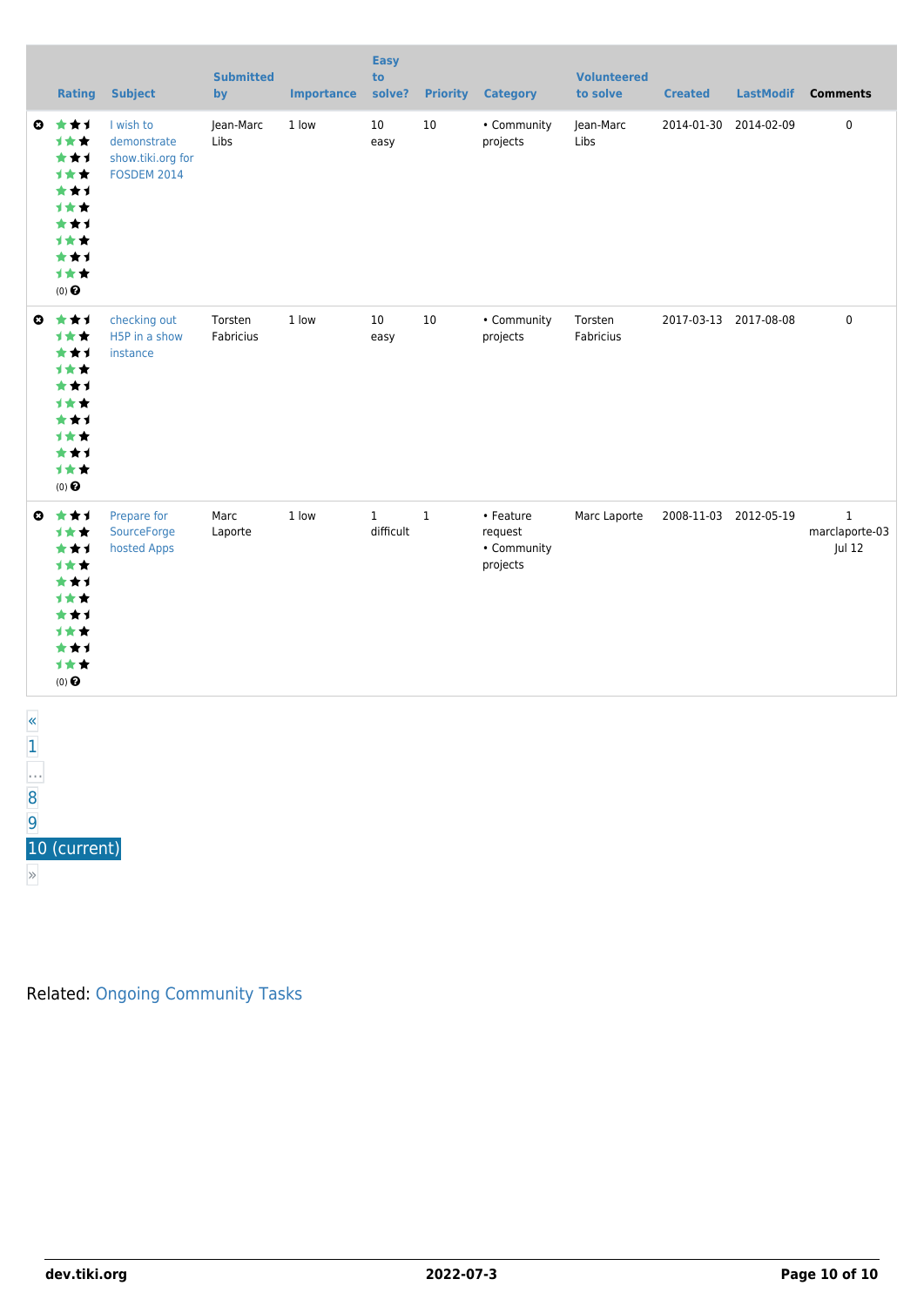| | Rating | Subject | Submitted by | Importance | Easy to solve? | Priority | Category | Volunteered to solve | Created | LastModif | Comments |
|---|---|---|---|---|---|---|---|---|---|---|---|
| | (0) | I wish to demonstrate show.tiki.org for FOSDEM 2014 | Jean-Marc Libs | 1 low | 10 easy | 10 | • Community projects | Jean-Marc Libs | 2014-01-30 | 2014-02-09 | 0 |
| | (0) | checking out H5P in a show instance | Torsten Fabricius | 1 low | 10 easy | 10 | • Community projects | Torsten Fabricius | 2017-03-13 | 2017-08-08 | 0 |
| | (0) | Prepare for SourceForge hosted Apps | Marc Laporte | 1 low | 1 difficult | 1 | • Feature request • Community projects | Marc Laporte | 2008-11-03 | 2012-05-19 | 1 marclaporte-03 Jul 12 |

«
1
…
8
9
10 (current)
»

Related: Ongoing Community Tasks